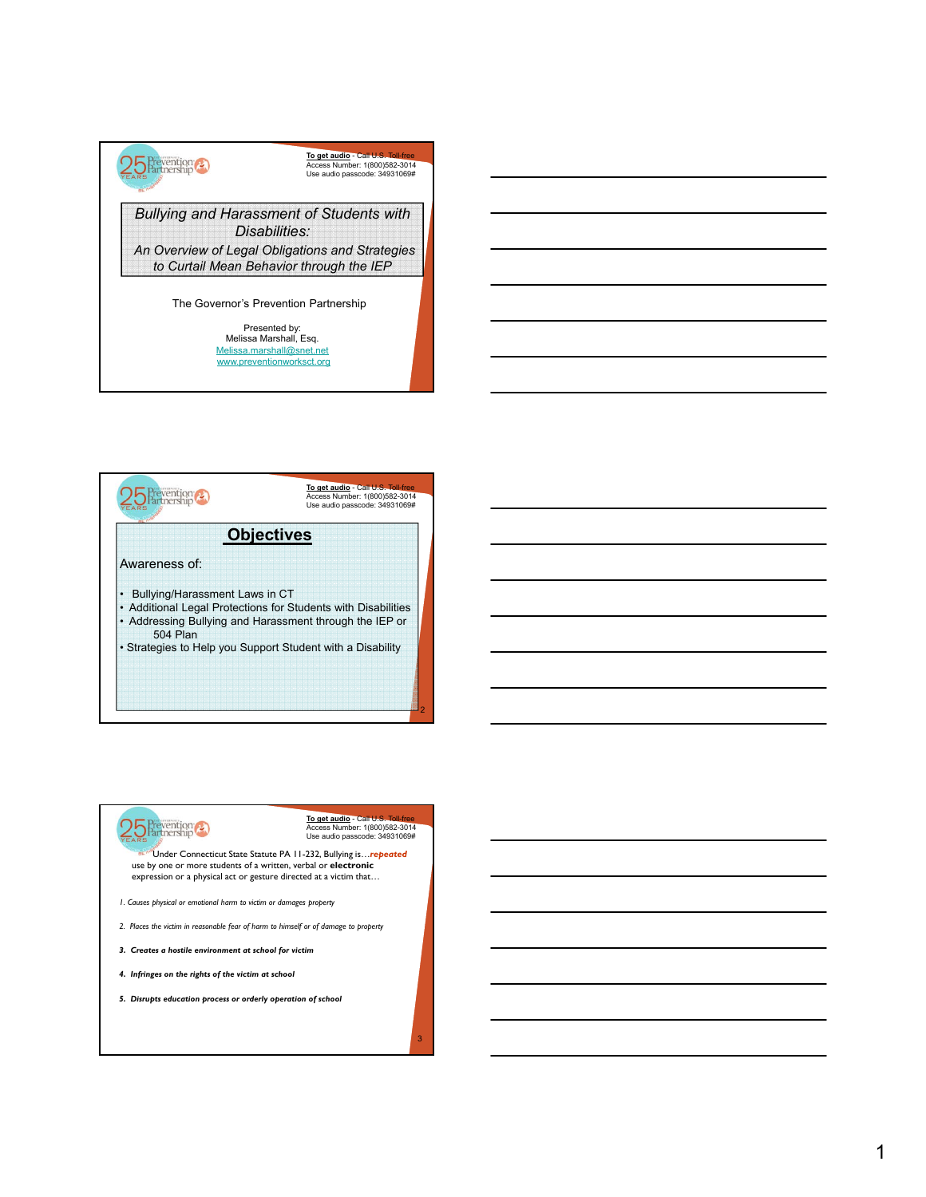**To get audio** - Call U.S. Toll-free
Access Number: 1(800)582-3014
Use audio passcode: 34931069#

# *Bullying and Harassment of Students with Disabilities:*

*An Overview of Legal Obligations and Strategies to Curtail Mean Behavior through the IEP*

The Governor's Prevention Partnership

Presented by:
Melissa Marshall, Esq.
Melissa.marshall@snet.net
www.preventionworksct.org

---

**To get audio** - Call U.S. Toll-free
Access Number: 1(800)582-3014
Use audio passcode: 34931069#

## Objectives

Awareness of:

- Bullying/Harassment Laws in CT
- Additional Legal Protections for Students with Disabilities
- Addressing Bullying and Harassment through the IEP or 504 Plan
- Strategies to Help you Support Student with a Disability

---

**To get audio** - Call U.S. Toll-free
Access Number: 1(800)582-3014
Use audio passcode: 34931069#

Under Connecticut State Statute PA 11-232, Bullying is…***repeated*** use by one or more students of a written, verbal or **electronic** expression or a physical act or gesture directed at a victim that…

1. *Causes physical or emotional harm to victim or damages property*
2. *Places the victim in reasonable fear of harm to himself or of damage to property*
3. ***Creates a hostile environment at school for victim***
4. ***Infringes on the rights of the victim at school***
5. ***Disrupts education process or orderly operation of school***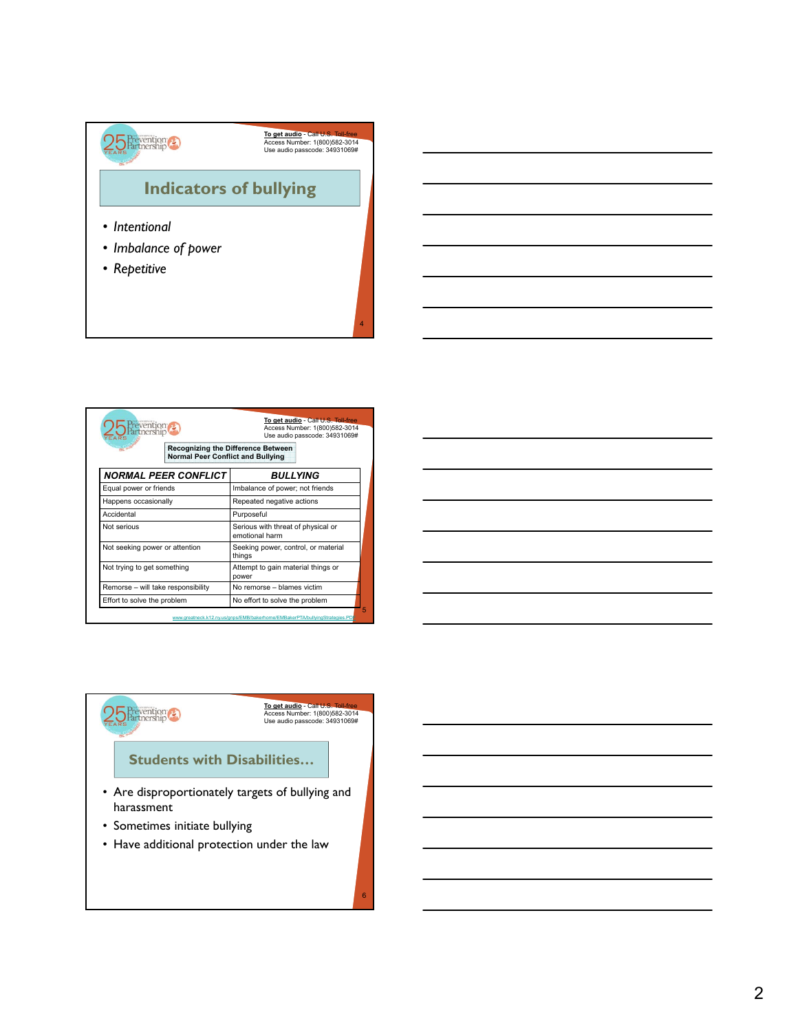To get audio - Call U.S. Toll-free
Access Number: 1(800)582-3014
Use audio passcode: 34931069#

## Indicators of bullying

- *Intentional*
- *Imbalance of power*
- *Repetitive*

To get audio - Call U.S. Toll-free
Access Number: 1(800)582-3014
Use audio passcode: 34931069#

## Recognizing the Difference Between Normal Peer Conflict and Bullying

| *NORMAL PEER CONFLICT* | *BULLYING* |
|---|---|
| Equal power or friends | Imbalance of power; not friends |
| Happens occasionally | Repeated negative actions |
| Accidental | Purposeful |
| Not serious | Serious with threat of physical or emotional harm |
| Not seeking power or attention | Seeking power, control, or material things |
| Not trying to get something | Attempt to gain material things or power |
| Remorse – will take responsibility | No remorse – blames victim |
| Effort to solve the problem | No effort to solve the problem |

www.greatneck.k12.ny.us/gnps/EMB/bakerhome/EMBakerPTA/bullyingStrategies.PDF

To get audio - Call U.S. Toll-free
Access Number: 1(800)582-3014
Use audio passcode: 34931069#

## Students with Disabilities…

- Are disproportionately targets of bullying and harassment
- Sometimes initiate bullying
- Have additional protection under the law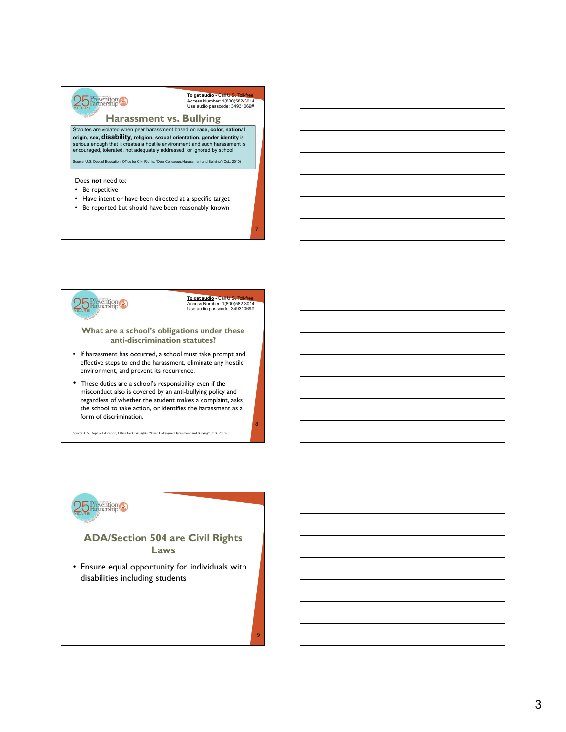To get audio - Call U.S. Toll-free
Access Number: 1(800)582-3014
Use audio passcode: 34931069#

## Harassment vs. Bullying

Statutes are violated when peer harassment based on **race, color, national origin, sex, disability, religion, sexual orientation, gender identity** is serious enough that it creates a hostile environment and such harassment is encouraged, tolerated, not adequately addressed, or ignored by school

Source: U.S. Dept of Education, Office for Civil Rights. "Dear Colleague: Harassment and Bullying" (Oct., 2010)

Does ***not*** need to:

- Be repetitive
- Have intent or have been directed at a specific target
- Be reported but should have been reasonably known

To get audio - Call U.S. Toll-free
Access Number: 1(800)582-3014
Use audio passcode: 34931069#

## What are a school's obligations under these anti-discrimination statutes?

- If harassment has occurred, a school must take prompt and effective steps to end the harassment, eliminate any hostile environment, and prevent its recurrence.
- These duties are a school's responsibility even if the misconduct also is covered by an anti-bullying policy and regardless of whether the student makes a complaint, asks the school to take action, or identifies the harassment as a form of discrimination.

Source: U.S. Dept of Education, Office for Civil Rights. "Dear Colleague: Harassment and Bullying" (Oct. 2010)

## ADA/Section 504 are Civil Rights Laws

- Ensure equal opportunity for individuals with disabilities including students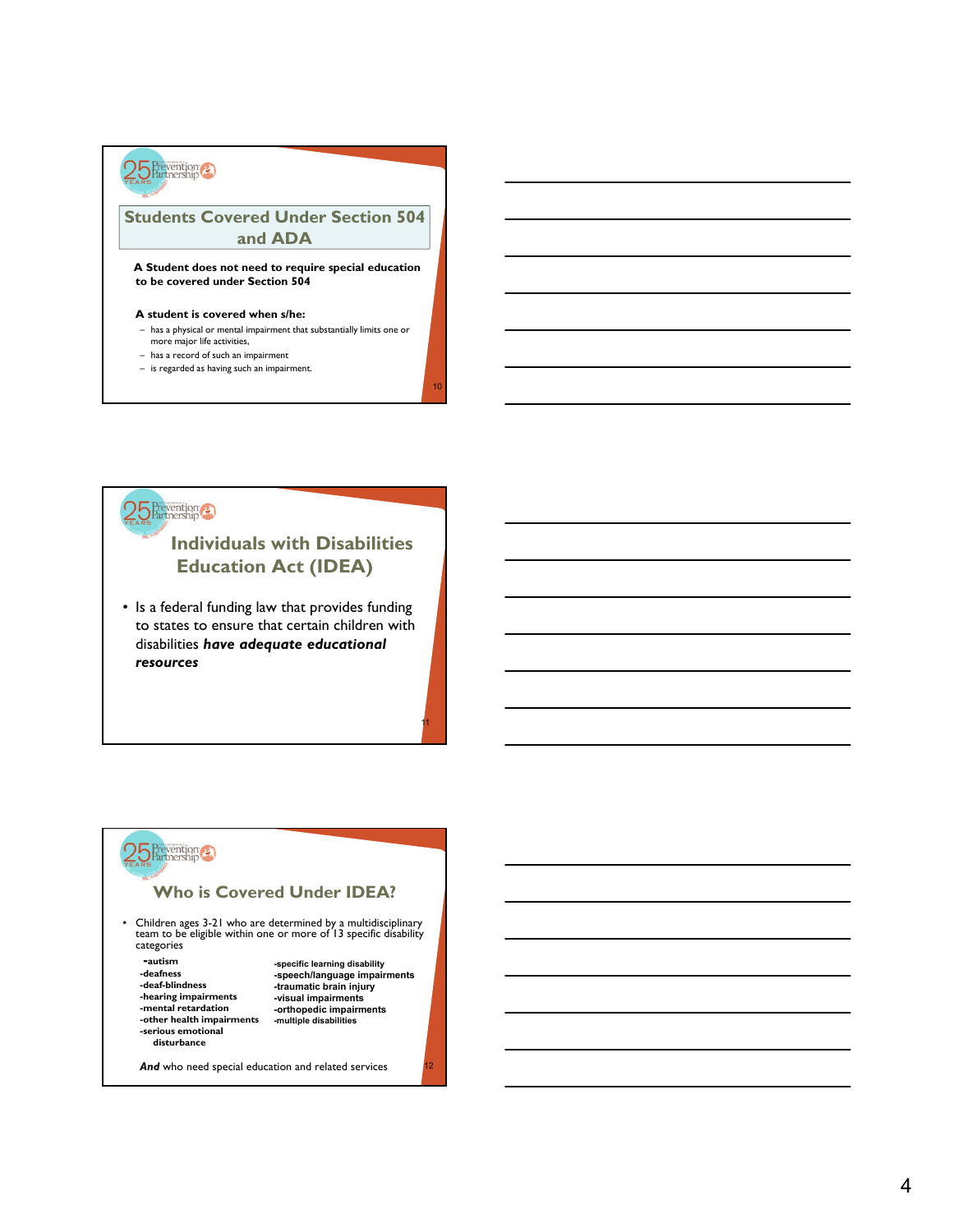## Students Covered Under Section 504 and ADA

**A Student does not need to require special education to be covered under Section 504**

**A student is covered when s/he:**

- has a physical or mental impairment that substantially limits one or more major life activities,
- has a record of such an impairment
- is regarded as having such an impairment.

## Individuals with Disabilities Education Act (IDEA)

- Is a federal funding law that provides funding to states to ensure that certain children with disabilities ***have adequate educational resources***

## Who is Covered Under IDEA?

- Children ages 3-21 who are determined by a multidisciplinary team to be eligible within one or more of 13 specific disability categories

**-autism**
**-deafness**
**-deaf-blindness**
**-hearing impairments**
**-mental retardation**
**-other health impairments**
**-serious emotional disturbance**
**-specific learning disability**
**-speech/language impairments**
**-traumatic brain injury**
**-visual impairments**
**-orthopedic impairments**
**-multiple disabilities**

***And*** who need special education and related services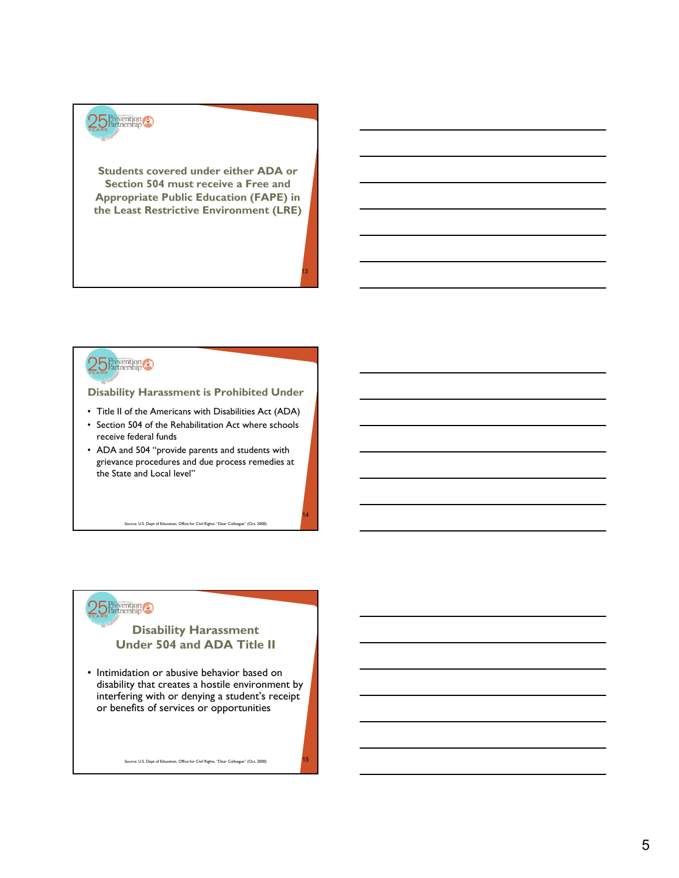**Students covered under either ADA or Section 504 must receive a Free and Appropriate Public Education (FAPE) in the Least Restrictive Environment (LRE)**

## Disability Harassment is Prohibited Under

- Title II of the Americans with Disabilities Act (ADA)
- Section 504 of the Rehabilitation Act where schools receive federal funds
- ADA and 504 "provide parents and students with grievance procedures and due process remedies at the State and Local level"

Source: U.S. Dept of Education, Office for Civil Rights. "Dear Colleague" (Oct. 2000)

## Disability Harassment Under 504 and ADA Title II

- Intimidation or abusive behavior based on disability that creates a hostile environment by interfering with or denying a student's receipt or benefits of services or opportunities

Source: U.S. Dept of Education, Office for Civil Rights. "Dear Colleague" (Oct. 2000)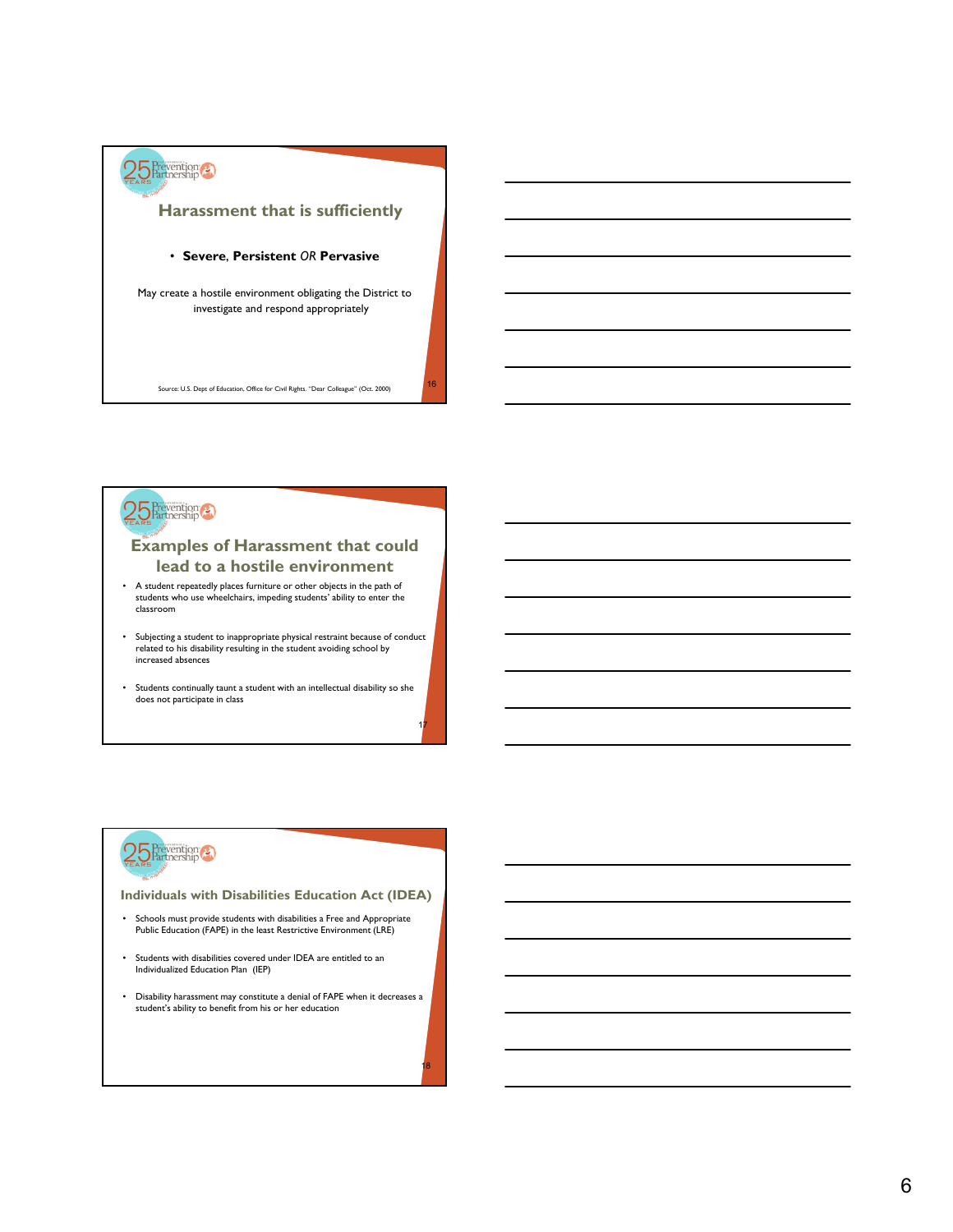## Harassment that is sufficiently

- **Severe**, **Persistent** *OR* **Pervasive**

May create a hostile environment obligating the District to investigate and respond appropriately

Source: U.S. Dept of Education, Office for Civil Rights. "Dear Colleague" (Oct. 2000)

## Examples of Harassment that could lead to a hostile environment

- A student repeatedly places furniture or other objects in the path of students who use wheelchairs, impeding students' ability to enter the classroom
- Subjecting a student to inappropriate physical restraint because of conduct related to his disability resulting in the student avoiding school by increased absences
- Students continually taunt a student with an intellectual disability so she does not participate in class

## Individuals with Disabilities Education Act (IDEA)

- Schools must provide students with disabilities a Free and Appropriate Public Education (FAPE) in the least Restrictive Environment (LRE)
- Students with disabilities covered under IDEA are entitled to an Individualized Education Plan (IEP)
- Disability harassment may constitute a denial of FAPE when it decreases a student's ability to benefit from his or her education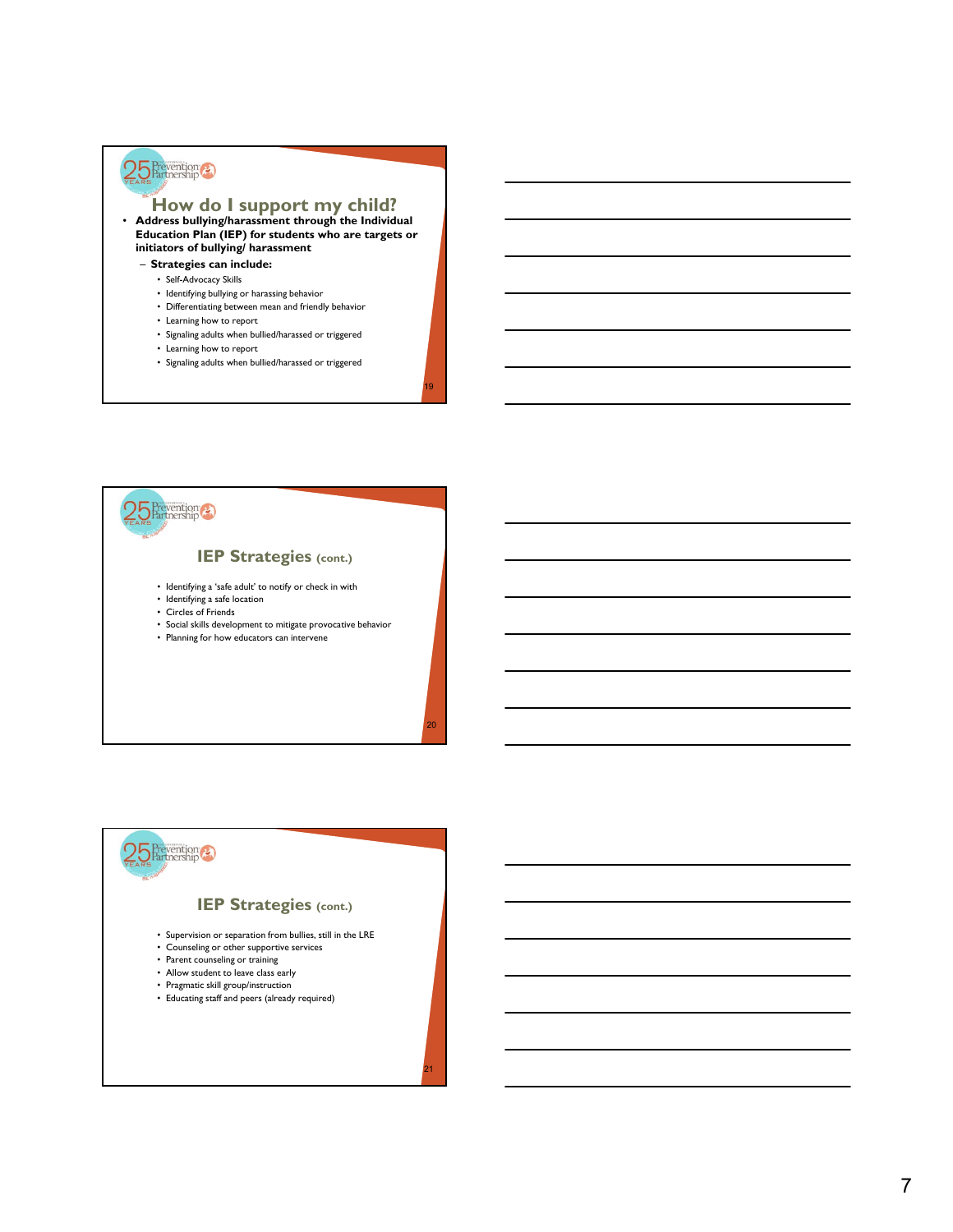## How do I support my child?

- **Address bullying/harassment through the Individual Education Plan (IEP) for students who are targets or initiators of bullying/ harassment**
  - **Strategies can include:**
    - Self-Advocacy Skills
    - Identifying bullying or harassing behavior
    - Differentiating between mean and friendly behavior
    - Learning how to report
    - Signaling adults when bullied/harassed or triggered
    - Learning how to report
    - Signaling adults when bullied/harassed or triggered

## IEP Strategies (cont.)

- Identifying a 'safe adult' to notify or check in with
- Identifying a safe location
- Circles of Friends
- Social skills development to mitigate provocative behavior
- Planning for how educators can intervene

## IEP Strategies (cont.)

- Supervision or separation from bullies, still in the LRE
- Counseling or other supportive services
- Parent counseling or training
- Allow student to leave class early
- Pragmatic skill group/instruction
- Educating staff and peers (already required)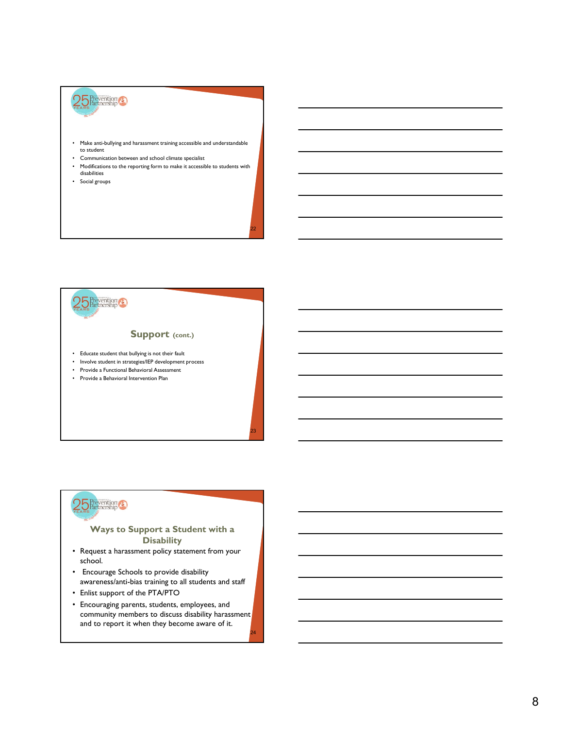- Make anti-bullying and harassment training accessible and understandable to student
- Communication between and school climate specialist
- Modifications to the reporting form to make it accessible to students with disabilities
- Social groups

## Support (cont.)

- Educate student that bullying is not their fault
- Involve student in strategies/IEP development process
- Provide a Functional Behavioral Assessment
- Provide a Behavioral Intervention Plan

## Ways to Support a Student with a Disability

- Request a harassment policy statement from your school.
- Encourage Schools to provide disability awareness/anti-bias training to all students and staff
- Enlist support of the PTA/PTO
- Encouraging parents, students, employees, and community members to discuss disability harassment and to report it when they become aware of it.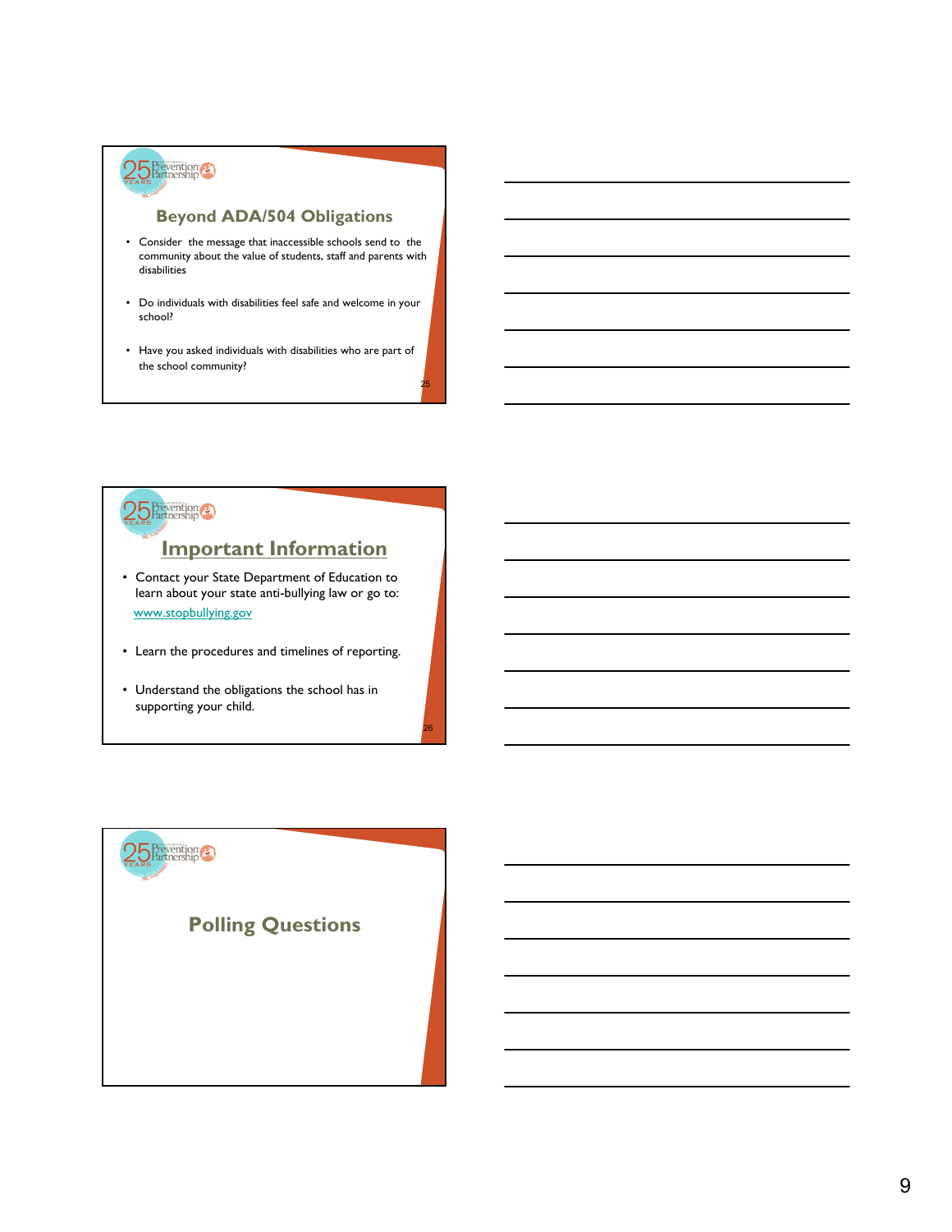## Beyond ADA/504 Obligations

- Consider the message that inaccessible schools send to the community about the value of students, staff and parents with disabilities
- Do individuals with disabilities feel safe and welcome in your school?
- Have you asked individuals with disabilities who are part of the school community?

## Important Information

- Contact your State Department of Education to learn about your state anti-bullying law or go to: www.stopbullying.gov
- Learn the procedures and timelines of reporting.
- Understand the obligations the school has in supporting your child.

## Polling Questions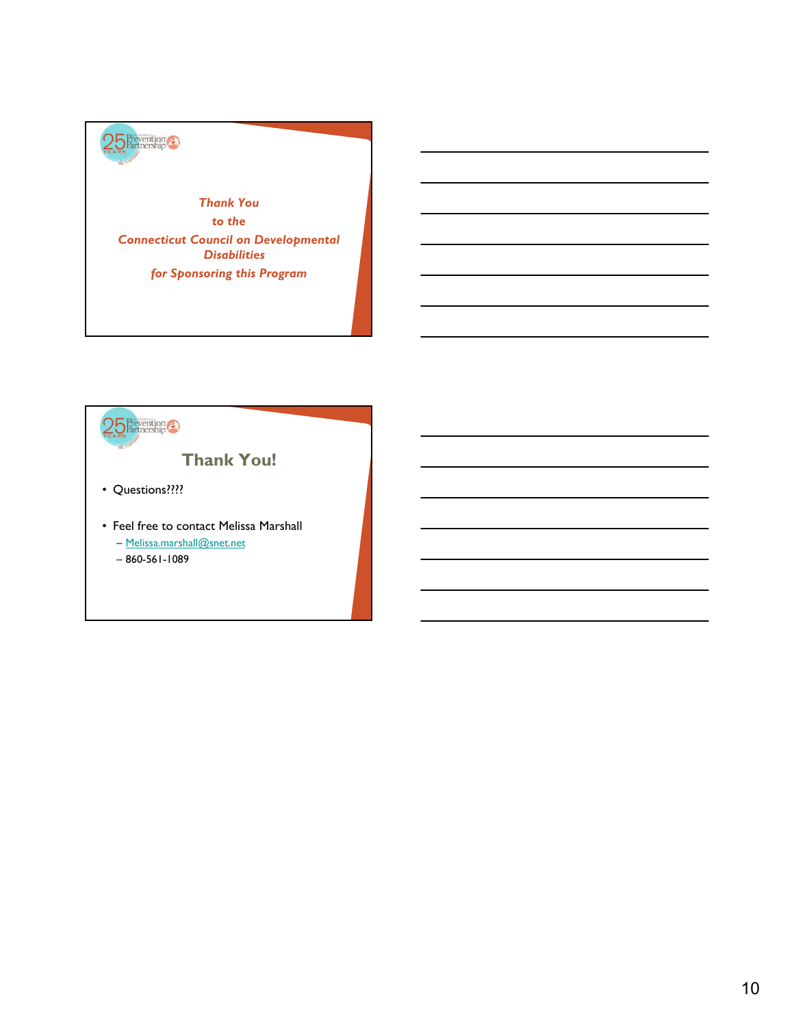*Thank You*

*to the*

*Connecticut Council on Developmental Disabilities*

*for Sponsoring this Program*

## Thank You!

- Questions????
- Feel free to contact Melissa Marshall
  - Melissa.marshall@snet.net
  - 860-561-1089